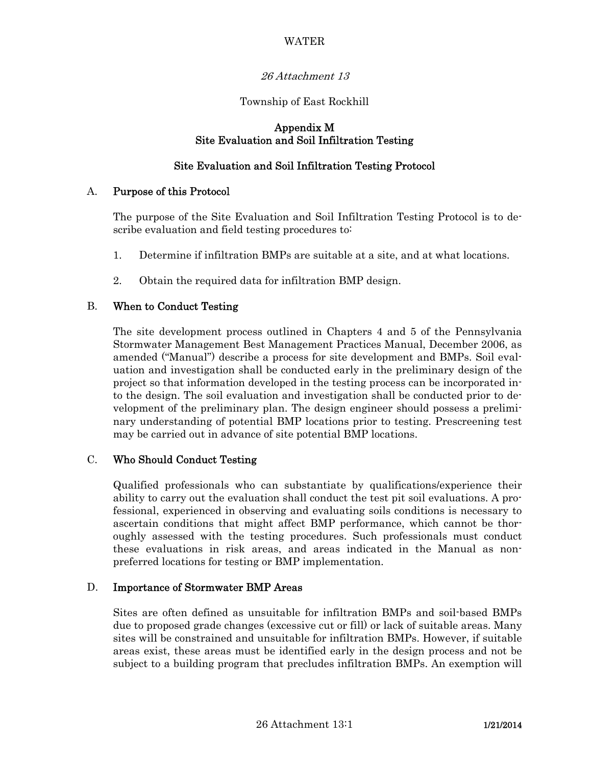WATER

*26 Attachment 13*

Township of East Rockhill

# Appendix M
# Site Evaluation and Soil Infiltration Testing

## Site Evaluation and Soil Infiltration Testing Protocol

### A. Purpose of this Protocol

The purpose of the Site Evaluation and Soil Infiltration Testing Protocol is to describe evaluation and field testing procedures to:

1. Determine if infiltration BMPs are suitable at a site, and at what locations.

2. Obtain the required data for infiltration BMP design.

### B. When to Conduct Testing

The site development process outlined in Chapters 4 and 5 of the Pennsylvania Stormwater Management Best Management Practices Manual, December 2006, as amended ("Manual") describe a process for site development and BMPs. Soil evaluation and investigation shall be conducted early in the preliminary design of the project so that information developed in the testing process can be incorporated into the design. The soil evaluation and investigation shall be conducted prior to development of the preliminary plan. The design engineer should possess a preliminary understanding of potential BMP locations prior to testing. Prescreening test may be carried out in advance of site potential BMP locations.

### C. Who Should Conduct Testing

Qualified professionals who can substantiate by qualifications/experience their ability to carry out the evaluation shall conduct the test pit soil evaluations. A professional, experienced in observing and evaluating soils conditions is necessary to ascertain conditions that might affect BMP performance, which cannot be thoroughly assessed with the testing procedures. Such professionals must conduct these evaluations in risk areas, and areas indicated in the Manual as non-preferred locations for testing or BMP implementation.

### D. Importance of Stormwater BMP Areas

Sites are often defined as unsuitable for infiltration BMPs and soil-based BMPs due to proposed grade changes (excessive cut or fill) or lack of suitable areas. Many sites will be constrained and unsuitable for infiltration BMPs. However, if suitable areas exist, these areas must be identified early in the design process and not be subject to a building program that precludes infiltration BMPs. An exemption will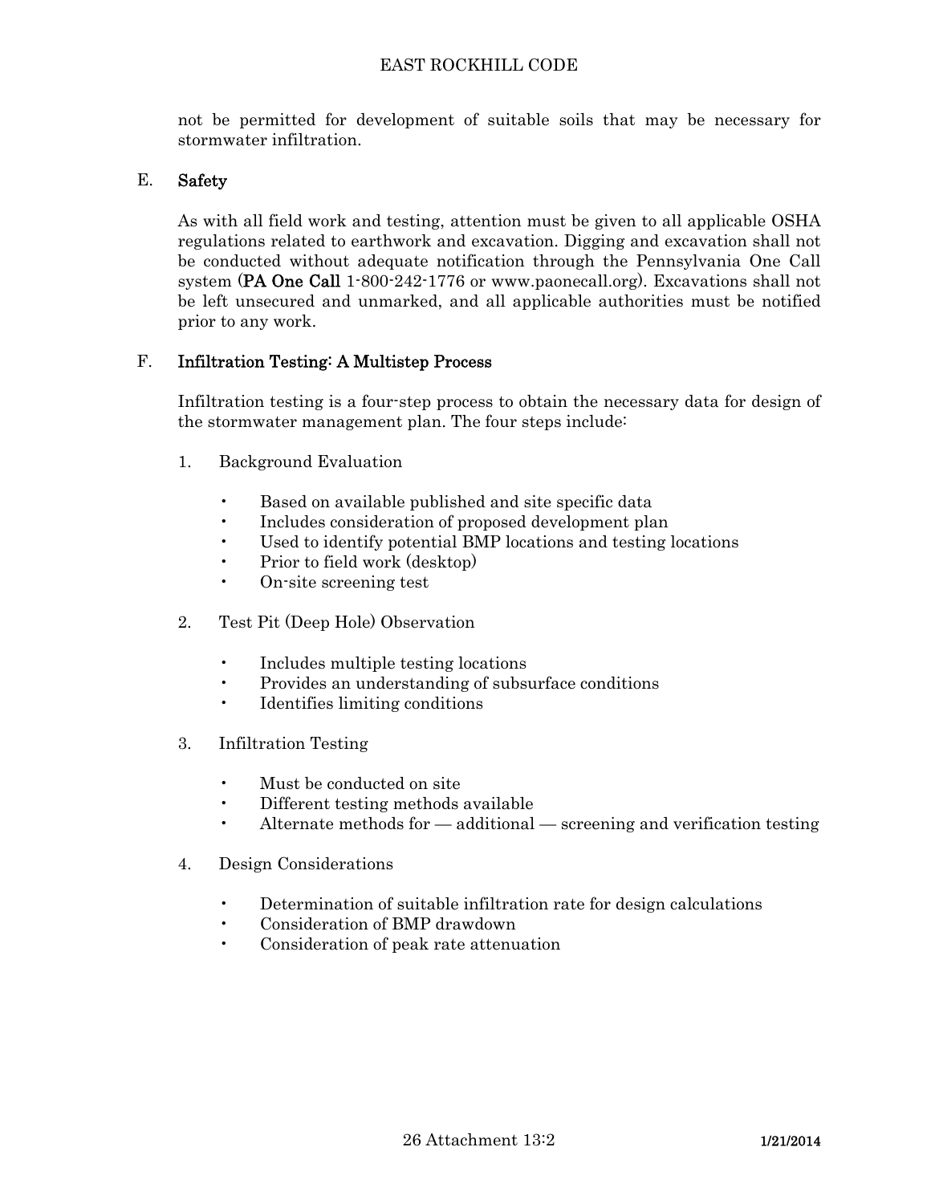not be permitted for development of suitable soils that may be necessary for stormwater infiltration.

E. Safety

As with all field work and testing, attention must be given to all applicable OSHA regulations related to earthwork and excavation. Digging and excavation shall not be conducted without adequate notification through the Pennsylvania One Call system (PA One Call 1-800-242-1776 or www.paonecall.org). Excavations shall not be left unsecured and unmarked, and all applicable authorities must be notified prior to any work.

F. Infiltration Testing: A Multistep Process

Infiltration testing is a four-step process to obtain the necessary data for design of the stormwater management plan. The four steps include:

1. Background Evaluation

   - Based on available published and site specific data
   - Includes consideration of proposed development plan
   - Used to identify potential BMP locations and testing locations
   - Prior to field work (desktop)
   - On-site screening test

2. Test Pit (Deep Hole) Observation

   - Includes multiple testing locations
   - Provides an understanding of subsurface conditions
   - Identifies limiting conditions

3. Infiltration Testing

   - Must be conducted on site
   - Different testing methods available
   - Alternate methods for — additional — screening and verification testing

4. Design Considerations

   - Determination of suitable infiltration rate for design calculations
   - Consideration of BMP drawdown
   - Consideration of peak rate attenuation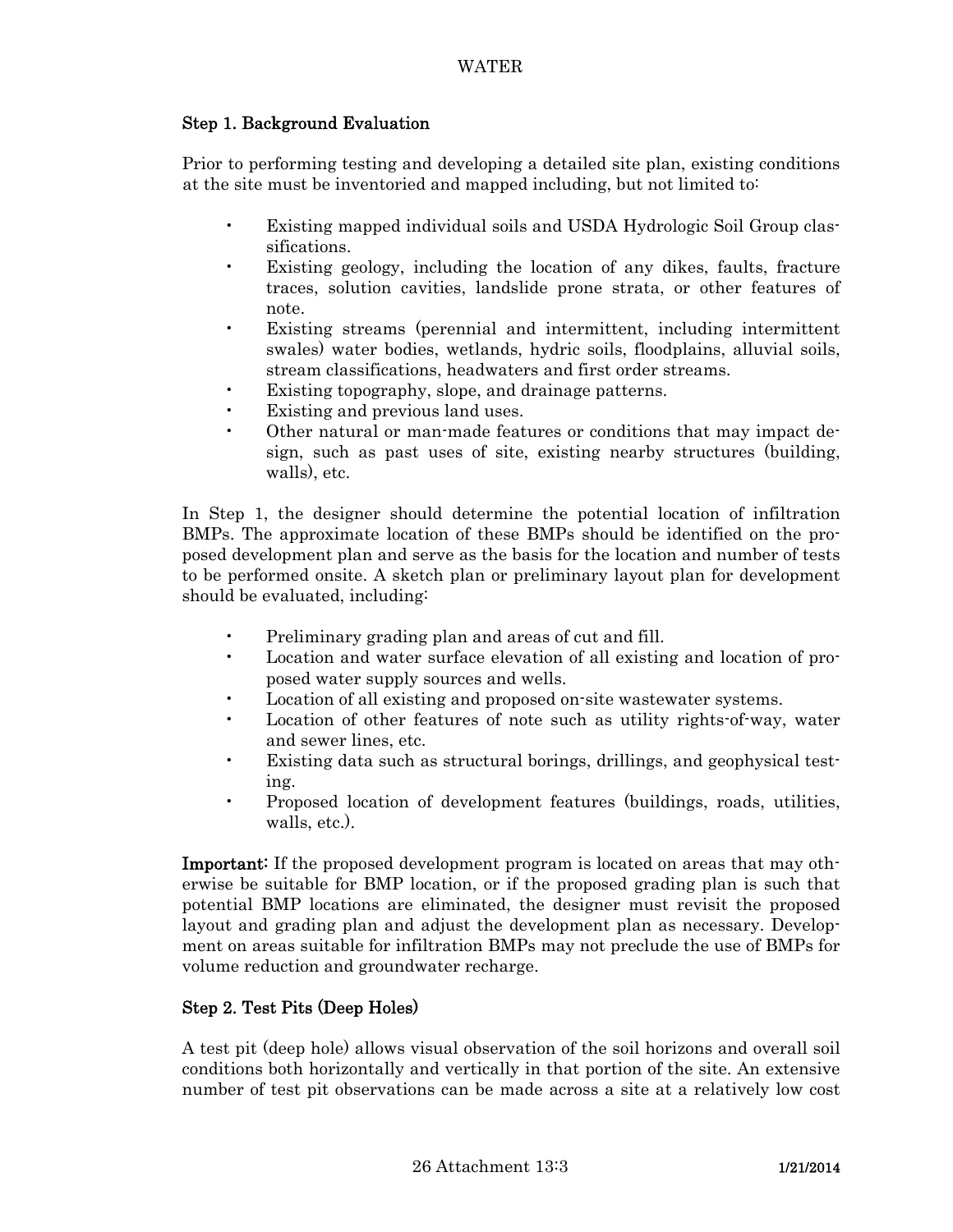### Step 1. Background Evaluation

Prior to performing testing and developing a detailed site plan, existing conditions at the site must be inventoried and mapped including, but not limited to:

- Existing mapped individual soils and USDA Hydrologic Soil Group classifications.
- Existing geology, including the location of any dikes, faults, fracture traces, solution cavities, landslide prone strata, or other features of note.
- Existing streams (perennial and intermittent, including intermittent swales) water bodies, wetlands, hydric soils, floodplains, alluvial soils, stream classifications, headwaters and first order streams.
- Existing topography, slope, and drainage patterns.
- Existing and previous land uses.
- Other natural or man-made features or conditions that may impact design, such as past uses of site, existing nearby structures (building, walls), etc.

In Step 1, the designer should determine the potential location of infiltration BMPs. The approximate location of these BMPs should be identified on the proposed development plan and serve as the basis for the location and number of tests to be performed onsite. A sketch plan or preliminary layout plan for development should be evaluated, including:

- Preliminary grading plan and areas of cut and fill.
- Location and water surface elevation of all existing and location of proposed water supply sources and wells.
- Location of all existing and proposed on-site wastewater systems.
- Location of other features of note such as utility rights-of-way, water and sewer lines, etc.
- Existing data such as structural borings, drillings, and geophysical testing.
- Proposed location of development features (buildings, roads, utilities, walls, etc.).

**Important:** If the proposed development program is located on areas that may otherwise be suitable for BMP location, or if the proposed grading plan is such that potential BMP locations are eliminated, the designer must revisit the proposed layout and grading plan and adjust the development plan as necessary. Development on areas suitable for infiltration BMPs may not preclude the use of BMPs for volume reduction and groundwater recharge.

### Step 2. Test Pits (Deep Holes)

A test pit (deep hole) allows visual observation of the soil horizons and overall soil conditions both horizontally and vertically in that portion of the site. An extensive number of test pit observations can be made across a site at a relatively low cost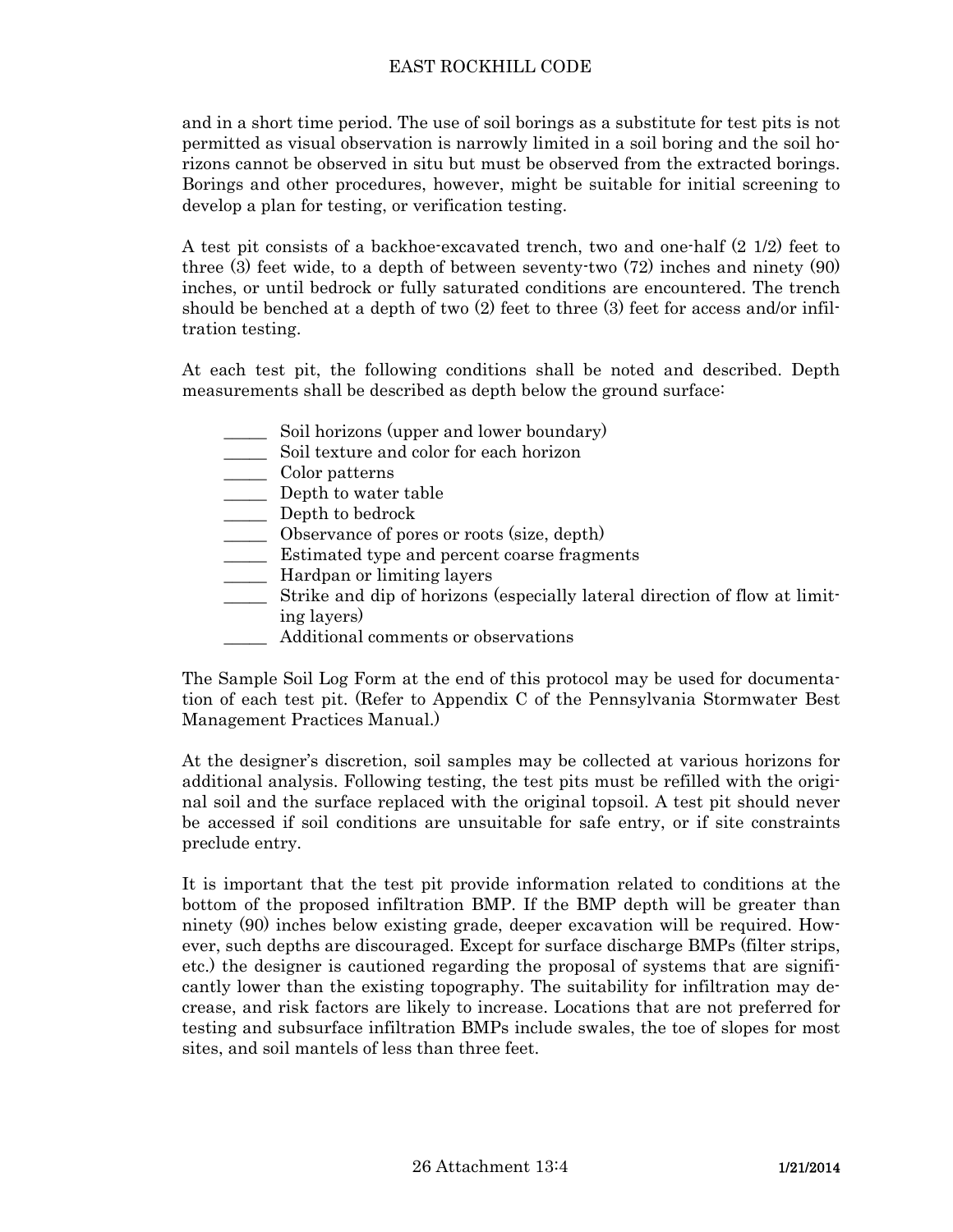and in a short time period. The use of soil borings as a substitute for test pits is not permitted as visual observation is narrowly limited in a soil boring and the soil horizons cannot be observed in situ but must be observed from the extracted borings. Borings and other procedures, however, might be suitable for initial screening to develop a plan for testing, or verification testing.

A test pit consists of a backhoe-excavated trench, two and one-half (2 1/2) feet to three (3) feet wide, to a depth of between seventy-two (72) inches and ninety (90) inches, or until bedrock or fully saturated conditions are encountered. The trench should be benched at a depth of two (2) feet to three (3) feet for access and/or infiltration testing.

At each test pit, the following conditions shall be noted and described. Depth measurements shall be described as depth below the ground surface:

- _____ Soil horizons (upper and lower boundary)
- _____ Soil texture and color for each horizon
- _____ Color patterns
- _____ Depth to water table
- _____ Depth to bedrock
- _____ Observance of pores or roots (size, depth)
- _____ Estimated type and percent coarse fragments
- _____ Hardpan or limiting layers
- _____ Strike and dip of horizons (especially lateral direction of flow at limiting layers)
- _____ Additional comments or observations

The Sample Soil Log Form at the end of this protocol may be used for documentation of each test pit. (Refer to Appendix C of the Pennsylvania Stormwater Best Management Practices Manual.)

At the designer's discretion, soil samples may be collected at various horizons for additional analysis. Following testing, the test pits must be refilled with the original soil and the surface replaced with the original topsoil. A test pit should never be accessed if soil conditions are unsuitable for safe entry, or if site constraints preclude entry.

It is important that the test pit provide information related to conditions at the bottom of the proposed infiltration BMP. If the BMP depth will be greater than ninety (90) inches below existing grade, deeper excavation will be required. However, such depths are discouraged. Except for surface discharge BMPs (filter strips, etc.) the designer is cautioned regarding the proposal of systems that are significantly lower than the existing topography. The suitability for infiltration may decrease, and risk factors are likely to increase. Locations that are not preferred for testing and subsurface infiltration BMPs include swales, the toe of slopes for most sites, and soil mantels of less than three feet.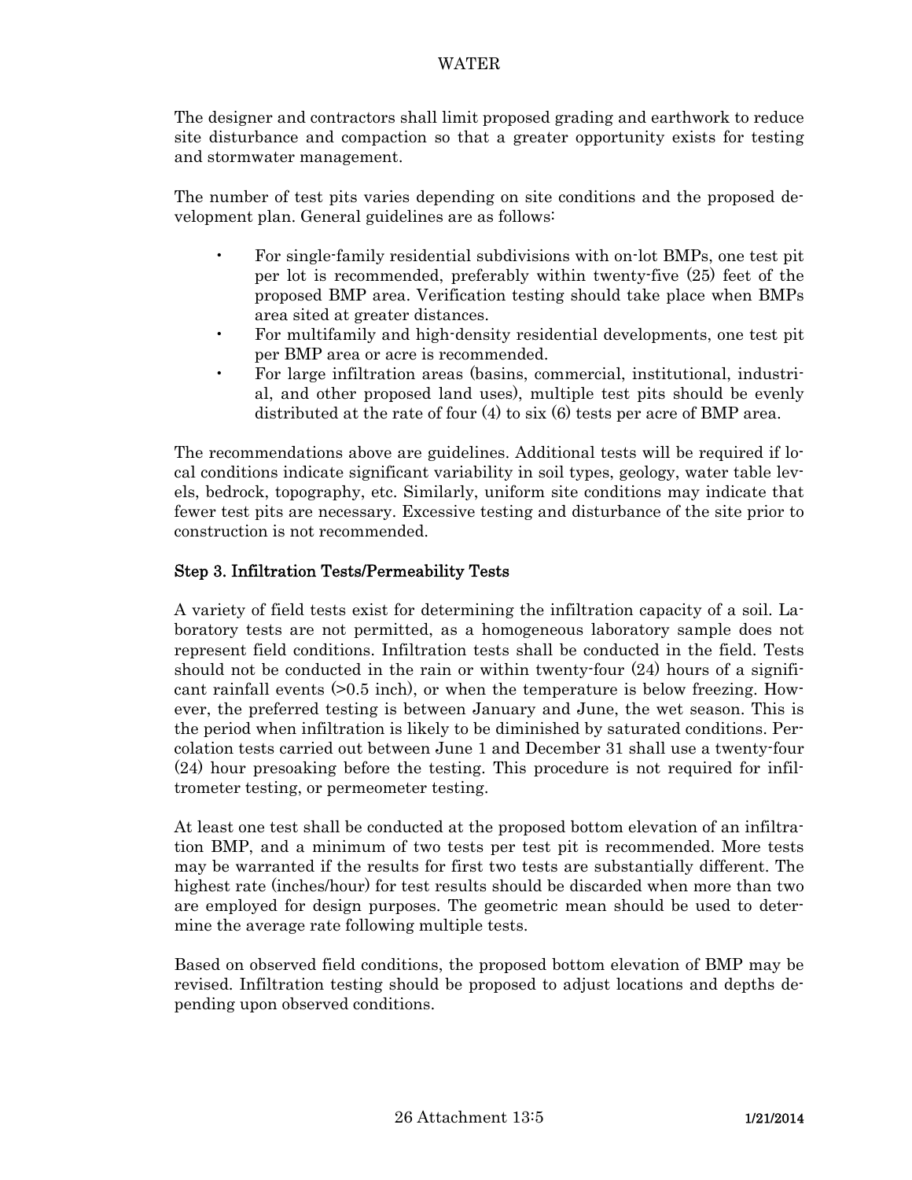The designer and contractors shall limit proposed grading and earthwork to reduce site disturbance and compaction so that a greater opportunity exists for testing and stormwater management.

The number of test pits varies depending on site conditions and the proposed development plan. General guidelines are as follows:

- For single-family residential subdivisions with on-lot BMPs, one test pit per lot is recommended, preferably within twenty-five (25) feet of the proposed BMP area. Verification testing should take place when BMPs area sited at greater distances.
- For multifamily and high-density residential developments, one test pit per BMP area or acre is recommended.
- For large infiltration areas (basins, commercial, institutional, industrial, and other proposed land uses), multiple test pits should be evenly distributed at the rate of four (4) to six (6) tests per acre of BMP area.

The recommendations above are guidelines. Additional tests will be required if local conditions indicate significant variability in soil types, geology, water table levels, bedrock, topography, etc. Similarly, uniform site conditions may indicate that fewer test pits are necessary. Excessive testing and disturbance of the site prior to construction is not recommended.

**Step 3. Infiltration Tests/Permeability Tests**

A variety of field tests exist for determining the infiltration capacity of a soil. Laboratory tests are not permitted, as a homogeneous laboratory sample does not represent field conditions. Infiltration tests shall be conducted in the field. Tests should not be conducted in the rain or within twenty-four (24) hours of a significant rainfall events (>0.5 inch), or when the temperature is below freezing. However, the preferred testing is between January and June, the wet season. This is the period when infiltration is likely to be diminished by saturated conditions. Percolation tests carried out between June 1 and December 31 shall use a twenty-four (24) hour presoaking before the testing. This procedure is not required for infiltrometer testing, or permeometer testing.

At least one test shall be conducted at the proposed bottom elevation of an infiltration BMP, and a minimum of two tests per test pit is recommended. More tests may be warranted if the results for first two tests are substantially different. The highest rate (inches/hour) for test results should be discarded when more than two are employed for design purposes. The geometric mean should be used to determine the average rate following multiple tests.

Based on observed field conditions, the proposed bottom elevation of BMP may be revised. Infiltration testing should be proposed to adjust locations and depths depending upon observed conditions.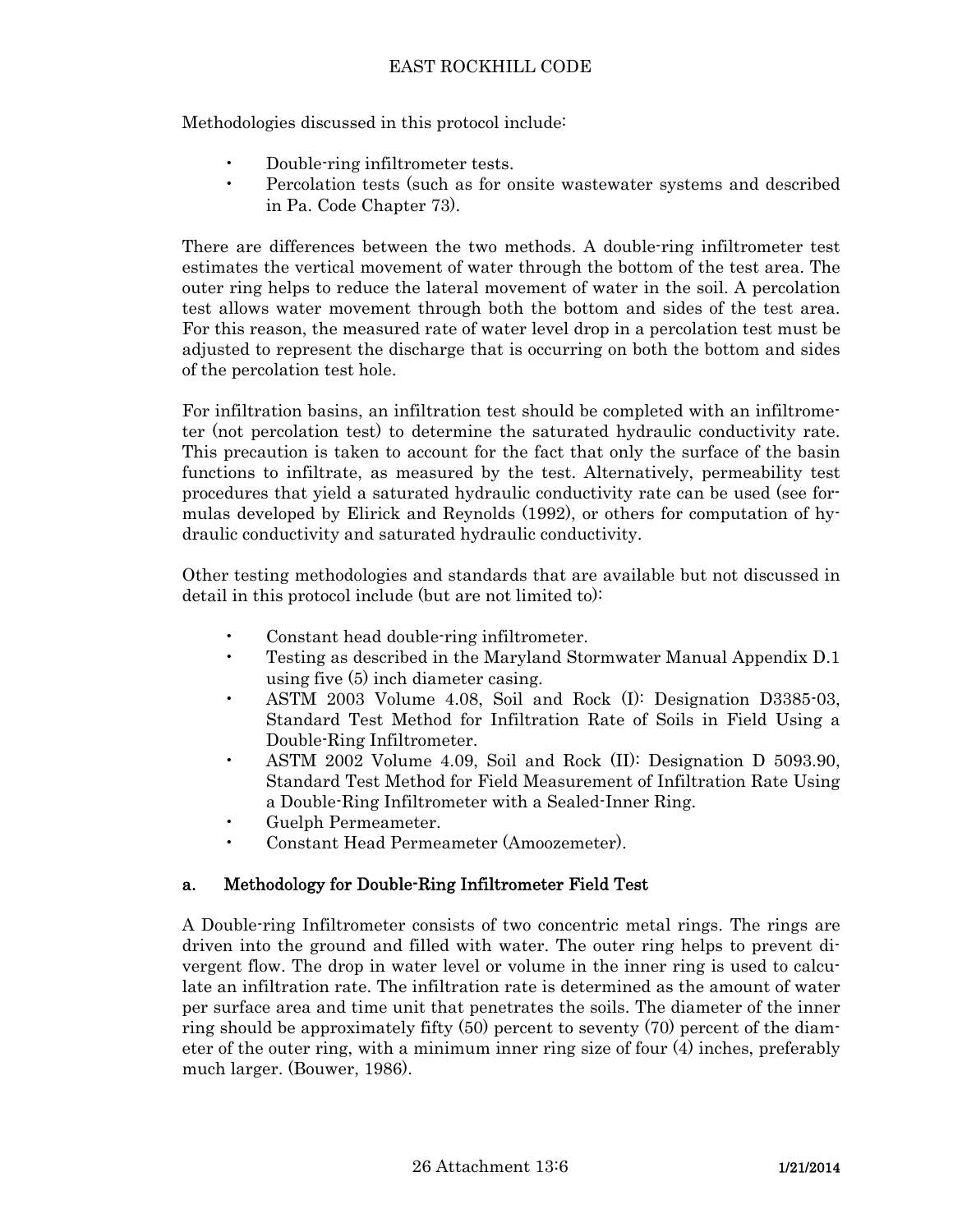Methodologies discussed in this protocol include:

- Double-ring infiltrometer tests.
- Percolation tests (such as for onsite wastewater systems and described in Pa. Code Chapter 73).

There are differences between the two methods. A double-ring infiltrometer test estimates the vertical movement of water through the bottom of the test area. The outer ring helps to reduce the lateral movement of water in the soil. A percolation test allows water movement through both the bottom and sides of the test area. For this reason, the measured rate of water level drop in a percolation test must be adjusted to represent the discharge that is occurring on both the bottom and sides of the percolation test hole.

For infiltration basins, an infiltration test should be completed with an infiltrometer (not percolation test) to determine the saturated hydraulic conductivity rate. This precaution is taken to account for the fact that only the surface of the basin functions to infiltrate, as measured by the test. Alternatively, permeability test procedures that yield a saturated hydraulic conductivity rate can be used (see formulas developed by Elirick and Reynolds (1992), or others for computation of hydraulic conductivity and saturated hydraulic conductivity.

Other testing methodologies and standards that are available but not discussed in detail in this protocol include (but are not limited to):

- Constant head double-ring infiltrometer.
- Testing as described in the Maryland Stormwater Manual Appendix D.1 using five (5) inch diameter casing.
- ASTM 2003 Volume 4.08, Soil and Rock (I): Designation D3385-03, Standard Test Method for Infiltration Rate of Soils in Field Using a Double-Ring Infiltrometer.
- ASTM 2002 Volume 4.09, Soil and Rock (II): Designation D 5093.90, Standard Test Method for Field Measurement of Infiltration Rate Using a Double-Ring Infiltrometer with a Sealed-Inner Ring.
- Guelph Permeameter.
- Constant Head Permeameter (Amoozemeter).

**a. Methodology for Double-Ring Infiltrometer Field Test**

A Double-ring Infiltrometer consists of two concentric metal rings. The rings are driven into the ground and filled with water. The outer ring helps to prevent divergent flow. The drop in water level or volume in the inner ring is used to calculate an infiltration rate. The infiltration rate is determined as the amount of water per surface area and time unit that penetrates the soils. The diameter of the inner ring should be approximately fifty (50) percent to seventy (70) percent of the diameter of the outer ring, with a minimum inner ring size of four (4) inches, preferably much larger. (Bouwer, 1986).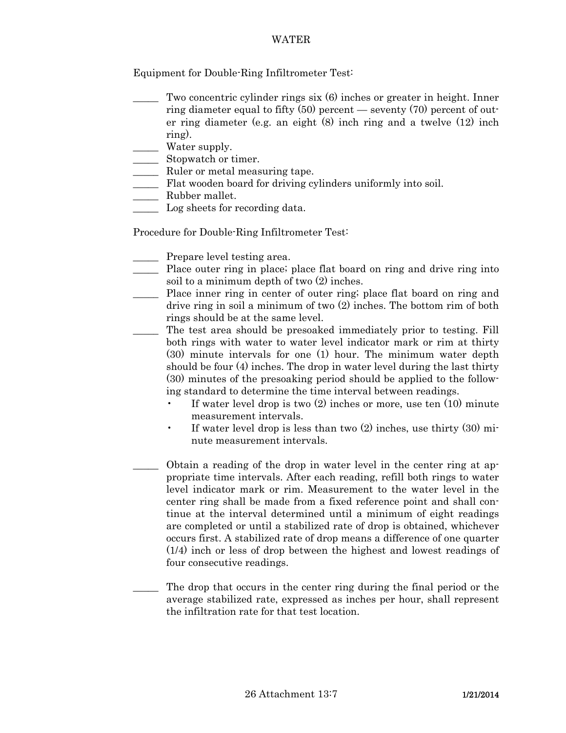WATER

Equipment for Double-Ring Infiltrometer Test:

_____ Two concentric cylinder rings six (6) inches or greater in height. Inner ring diameter equal to fifty (50) percent — seventy (70) percent of outer ring diameter (e.g. an eight (8) inch ring and a twelve (12) inch ring).
_____ Water supply.
_____ Stopwatch or timer.
_____ Ruler or metal measuring tape.
_____ Flat wooden board for driving cylinders uniformly into soil.
_____ Rubber mallet.
_____ Log sheets for recording data.

Procedure for Double-Ring Infiltrometer Test:

_____ Prepare level testing area.
_____ Place outer ring in place; place flat board on ring and drive ring into soil to a minimum depth of two (2) inches.
_____ Place inner ring in center of outer ring; place flat board on ring and drive ring in soil a minimum of two (2) inches. The bottom rim of both rings should be at the same level.
_____ The test area should be presoaked immediately prior to testing. Fill both rings with water to water level indicator mark or rim at thirty (30) minute intervals for one (1) hour. The minimum water depth should be four (4) inches. The drop in water level during the last thirty (30) minutes of the presoaking period should be applied to the following standard to determine the time interval between readings.

- If water level drop is two (2) inches or more, use ten (10) minute measurement intervals.
- If water level drop is less than two (2) inches, use thirty (30) minute measurement intervals.

_____ Obtain a reading of the drop in water level in the center ring at appropriate time intervals. After each reading, refill both rings to water level indicator mark or rim. Measurement to the water level in the center ring shall be made from a fixed reference point and shall continue at the interval determined until a minimum of eight readings are completed or until a stabilized rate of drop is obtained, whichever occurs first. A stabilized rate of drop means a difference of one quarter (1/4) inch or less of drop between the highest and lowest readings of four consecutive readings.

_____ The drop that occurs in the center ring during the final period or the average stabilized rate, expressed as inches per hour, shall represent the infiltration rate for that test location.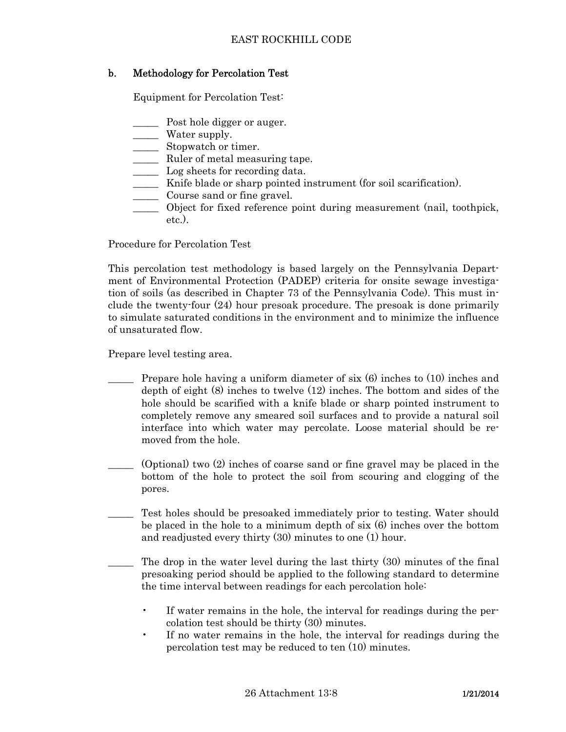## b. Methodology for Percolation Test

Equipment for Percolation Test:

- _____ Post hole digger or auger.
- _____ Water supply.
- _____ Stopwatch or timer.
- _____ Ruler of metal measuring tape.
- _____ Log sheets for recording data.
- _____ Knife blade or sharp pointed instrument (for soil scarification).
- _____ Course sand or fine gravel.
- _____ Object for fixed reference point during measurement (nail, toothpick, etc.).

Procedure for Percolation Test

This percolation test methodology is based largely on the Pennsylvania Department of Environmental Protection (PADEP) criteria for onsite sewage investigation of soils (as described in Chapter 73 of the Pennsylvania Code). This must include the twenty-four (24) hour presoak procedure. The presoak is done primarily to simulate saturated conditions in the environment and to minimize the influence of unsaturated flow.

Prepare level testing area.

_____ Prepare hole having a uniform diameter of six (6) inches to (10) inches and depth of eight (8) inches to twelve (12) inches. The bottom and sides of the hole should be scarified with a knife blade or sharp pointed instrument to completely remove any smeared soil surfaces and to provide a natural soil interface into which water may percolate. Loose material should be removed from the hole.

_____ (Optional) two (2) inches of coarse sand or fine gravel may be placed in the bottom of the hole to protect the soil from scouring and clogging of the pores.

_____ Test holes should be presoaked immediately prior to testing. Water should be placed in the hole to a minimum depth of six (6) inches over the bottom and readjusted every thirty (30) minutes to one (1) hour.

_____ The drop in the water level during the last thirty (30) minutes of the final presoaking period should be applied to the following standard to determine the time interval between readings for each percolation hole:

- If water remains in the hole, the interval for readings during the percolation test should be thirty (30) minutes.
- If no water remains in the hole, the interval for readings during the percolation test may be reduced to ten (10) minutes.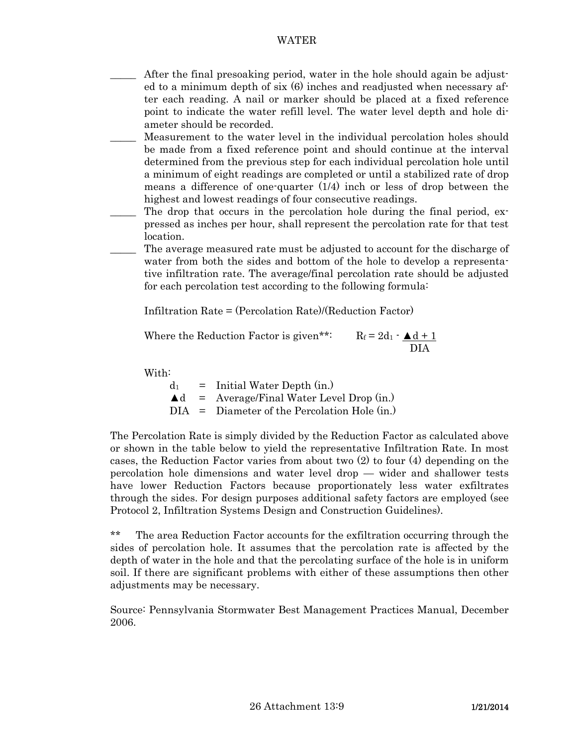_____ After the final presoaking period, water in the hole should again be adjusted to a minimum depth of six (6) inches and readjusted when necessary after each reading. A nail or marker should be placed at a fixed reference point to indicate the water refill level. The water level depth and hole diameter should be recorded.

_____ Measurement to the water level in the individual percolation holes should be made from a fixed reference point and should continue at the interval determined from the previous step for each individual percolation hole until a minimum of eight readings are completed or until a stabilized rate of drop means a difference of one-quarter (1/4) inch or less of drop between the highest and lowest readings of four consecutive readings.

_____ The drop that occurs in the percolation hole during the final period, expressed as inches per hour, shall represent the percolation rate for that test location.

_____ The average measured rate must be adjusted to account for the discharge of water from both the sides and bottom of the hole to develop a representative infiltration rate. The average/final percolation rate should be adjusted for each percolation test according to the following formula:

Infiltration Rate = (Percolation Rate)/(Reduction Factor)

Where the Reduction Factor is given**: $R_f = \frac{2d_1 - \blacktriangle d}{DIA} + 1$

With:

$d_1$ = Initial Water Depth (in.)

$\blacktriangle d$ = Average/Final Water Level Drop (in.)

DIA = Diameter of the Percolation Hole (in.)

The Percolation Rate is simply divided by the Reduction Factor as calculated above or shown in the table below to yield the representative Infiltration Rate. In most cases, the Reduction Factor varies from about two (2) to four (4) depending on the percolation hole dimensions and water level drop — wider and shallower tests have lower Reduction Factors because proportionately less water exfiltrates through the sides. For design purposes additional safety factors are employed (see Protocol 2, Infiltration Systems Design and Construction Guidelines).

** The area Reduction Factor accounts for the exfiltration occurring through the sides of percolation hole. It assumes that the percolation rate is affected by the depth of water in the hole and that the percolating surface of the hole is in uniform soil. If there are significant problems with either of these assumptions then other adjustments may be necessary.

Source: Pennsylvania Stormwater Best Management Practices Manual, December 2006.